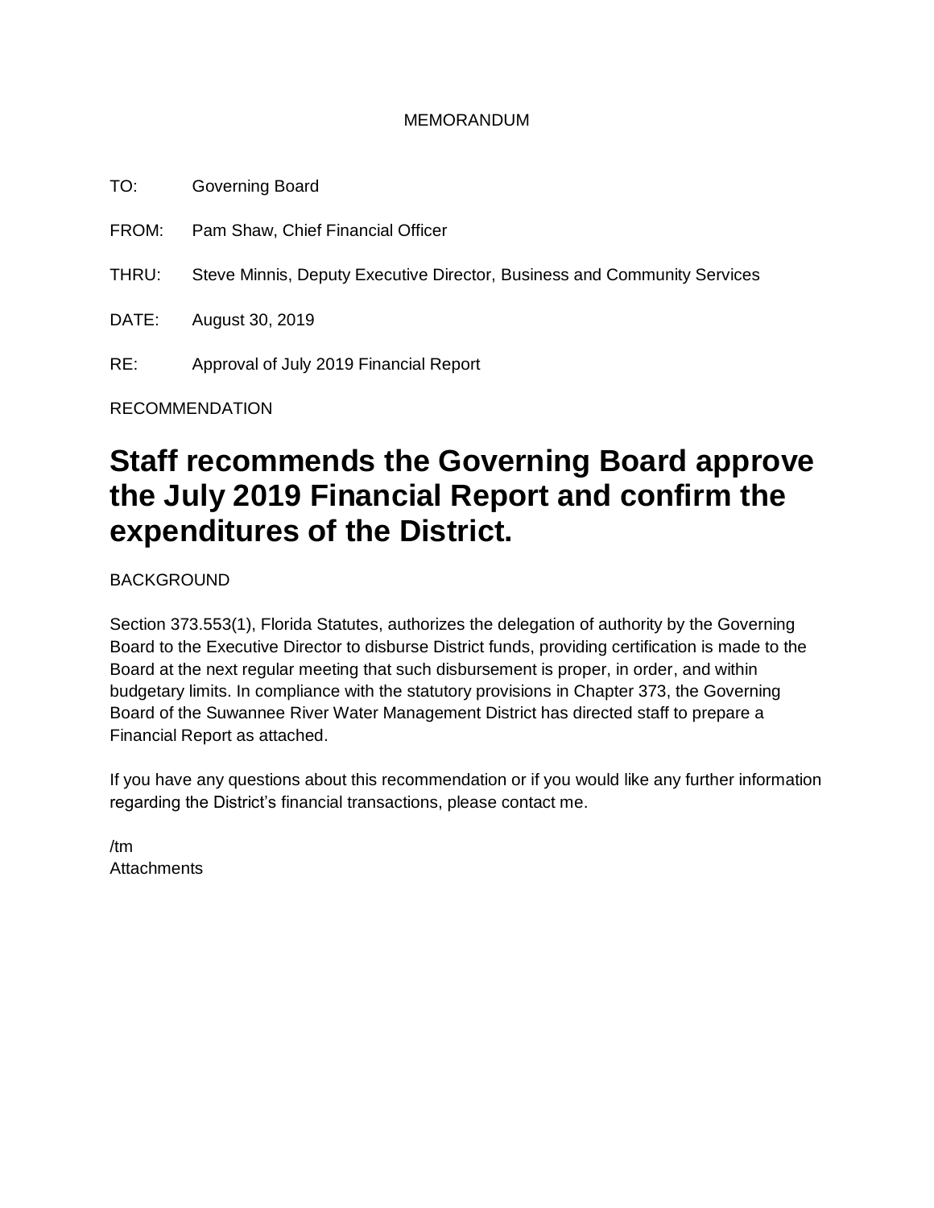MEMORANDUM

TO: Governing Board

FROM: Pam Shaw, Chief Financial Officer

THRU: Steve Minnis, Deputy Executive Director, Business and Community Services

DATE: August 30, 2019

RE: Approval of July 2019 Financial Report

RECOMMENDATION

# Staff recommends the Governing Board approve the July 2019 Financial Report and confirm the expenditures of the District.

BACKGROUND

Section 373.553(1), Florida Statutes, authorizes the delegation of authority by the Governing Board to the Executive Director to disburse District funds, providing certification is made to the Board at the next regular meeting that such disbursement is proper, in order, and within budgetary limits. In compliance with the statutory provisions in Chapter 373, the Governing Board of the Suwannee River Water Management District has directed staff to prepare a Financial Report as attached.

If you have any questions about this recommendation or if you would like any further information regarding the District's financial transactions, please contact me.

/tm
Attachments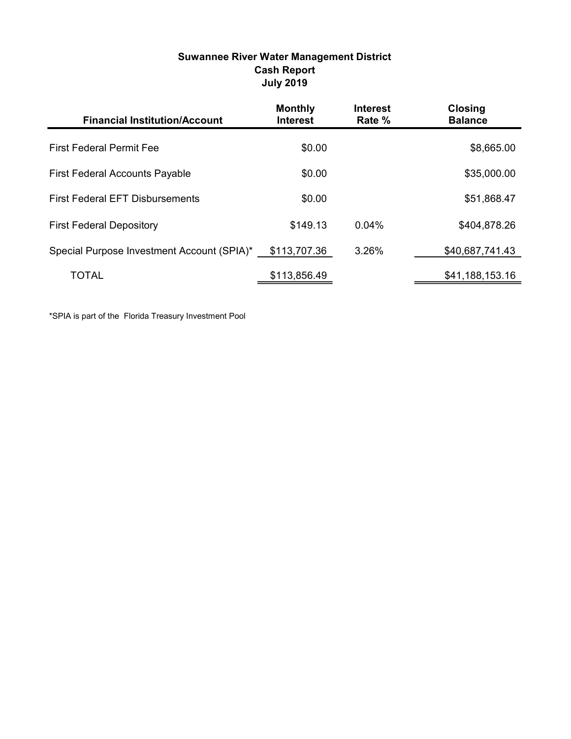**Suwannee River Water Management District**
**Cash Report**
**July 2019**

| Financial Institution/Account | Monthly Interest | Interest Rate % | Closing Balance |
|---|---|---|---|
| First Federal Permit Fee | $0.00 | | $8,665.00 |
| First Federal Accounts Payable | $0.00 | | $35,000.00 |
| First Federal EFT Disbursements | $0.00 | | $51,868.47 |
| First Federal Depository | $149.13 | 0.04% | $404,878.26 |
| Special Purpose Investment Account (SPIA)* | $113,707.36 | 3.26% | $40,687,741.43 |
| TOTAL | $113,856.49 | | $41,188,153.16 |

*SPIA is part of the Florida Treasury Investment Pool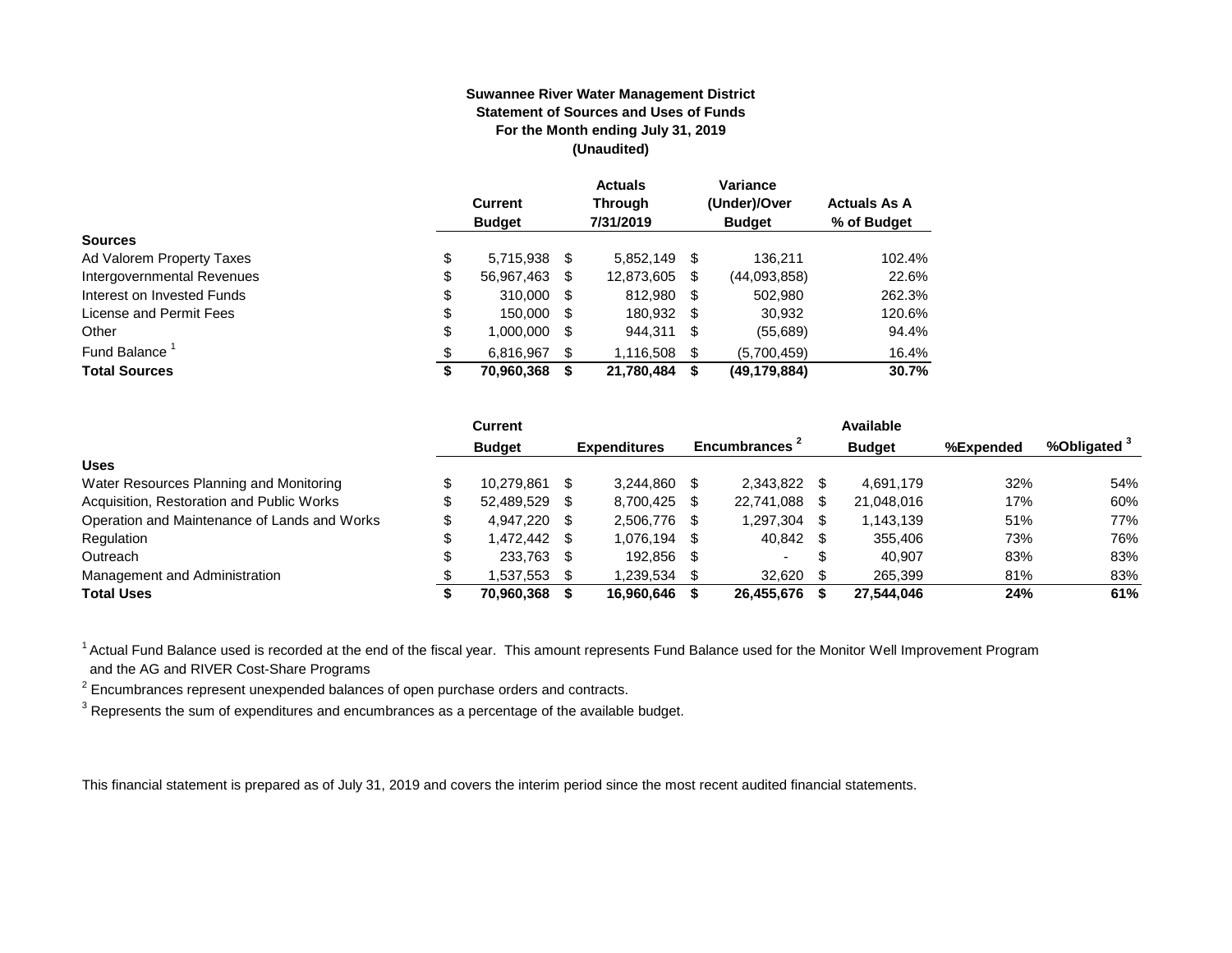**Suwannee River Water Management District**
**Statement of Sources and Uses of Funds**
**For the Month ending July 31, 2019**
**(Unaudited)**

| | Current Budget | Actuals Through 7/31/2019 | Variance (Under)/Over Budget | Actuals As A % of Budget |
|---|---|---|---|---|
| **Sources** | | | | |
| Ad Valorem Property Taxes | $ 5,715,938 | $ 5,852,149 | $ 136,211 | 102.4% |
| Intergovernmental Revenues | $ 56,967,463 | $ 12,873,605 | $ (44,093,858) | 22.6% |
| Interest on Invested Funds | $ 310,000 | $ 812,980 | $ 502,980 | 262.3% |
| License and Permit Fees | $ 150,000 | $ 180,932 | $ 30,932 | 120.6% |
| Other | $ 1,000,000 | $ 944,311 | $ (55,689) | 94.4% |
| Fund Balance [1] | $ 6,816,967 | $ 1,116,508 | $ (5,700,459) | 16.4% |
| **Total Sources** | **$ 70,960,368** | **$ 21,780,484** | **$ (49,179,884)** | **30.7%** |

| | Current Budget | Expenditures | Encumbrances [2] | Available Budget | %Expended | %Obligated [3] |
|---|---|---|---|---|---|---|
| **Uses** | | | | | | |
| Water Resources Planning and Monitoring | $ 10,279,861 | $ 3,244,860 | $ 2,343,822 | $ 4,691,179 | 32% | 54% |
| Acquisition, Restoration and Public Works | $ 52,489,529 | $ 8,700,425 | $ 22,741,088 | $ 21,048,016 | 17% | 60% |
| Operation and Maintenance of Lands and Works | $ 4,947,220 | $ 2,506,776 | $ 1,297,304 | $ 1,143,139 | 51% | 77% |
| Regulation | $ 1,472,442 | $ 1,076,194 | $ 40,842 | $ 355,406 | 73% | 76% |
| Outreach | $ 233,763 | $ 192,856 | $ - | $ 40,907 | 83% | 83% |
| Management and Administration | $ 1,537,553 | $ 1,239,534 | $ 32,620 | $ 265,399 | 81% | 83% |
| **Total Uses** | **$ 70,960,368** | **$ 16,960,646** | **$ 26,455,676** | **$ 27,544,046** | **24%** | **61%** |

[1] Actual Fund Balance used is recorded at the end of the fiscal year. This amount represents Fund Balance used for the Monitor Well Improvement Program and the AG and RIVER Cost-Share Programs

[2] Encumbrances represent unexpended balances of open purchase orders and contracts.

[3] Represents the sum of expenditures and encumbrances as a percentage of the available budget.

This financial statement is prepared as of July 31, 2019 and covers the interim period since the most recent audited financial statements.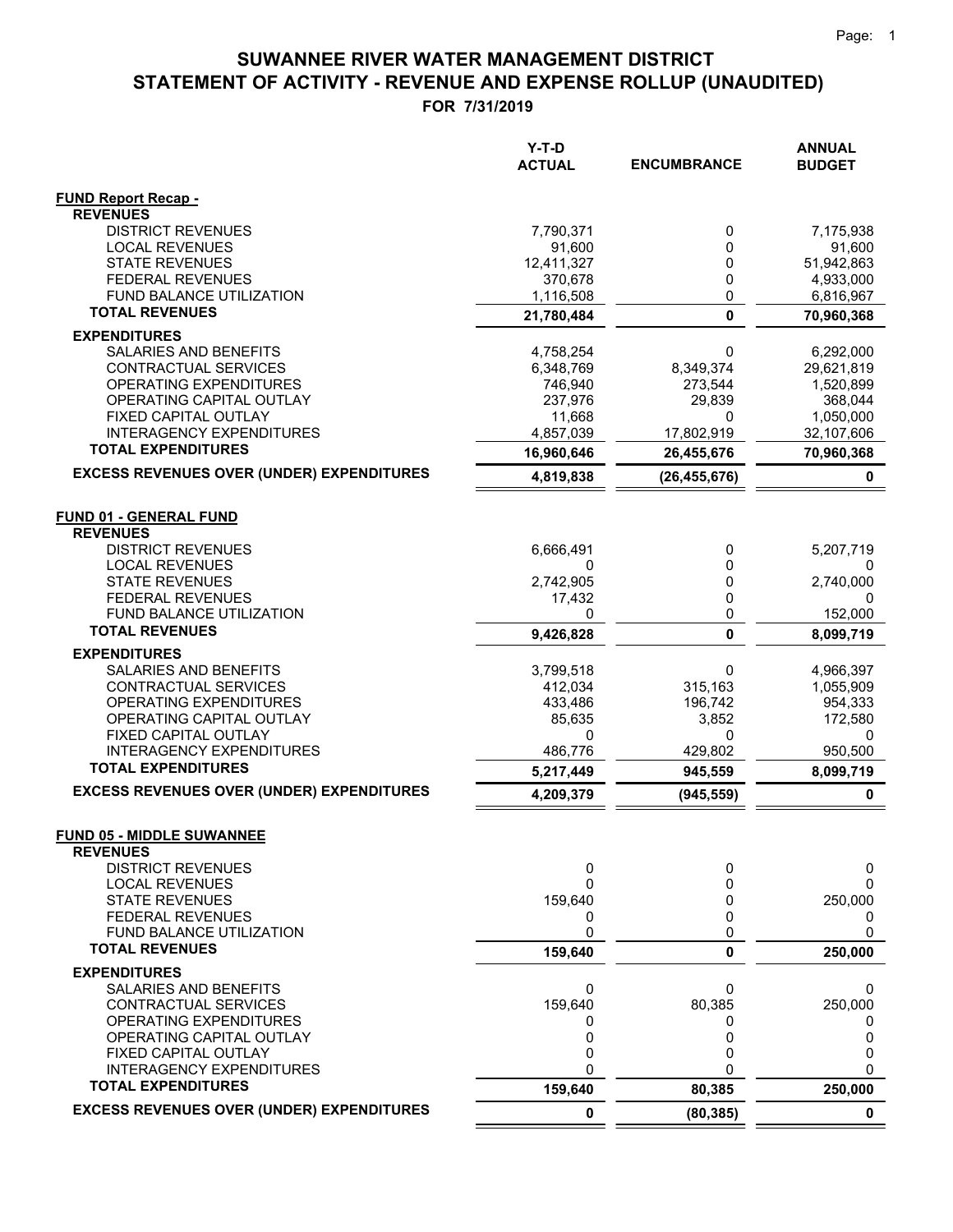# SUWANNEE RIVER WATER MANAGEMENT DISTRICT
## STATEMENT OF ACTIVITY - REVENUE AND EXPENSE ROLLUP (UNAUDITED)
### FOR 7/31/2019

| | Y-T-D ACTUAL | ENCUMBRANCE | ANNUAL BUDGET |
|---|---|---|---|
| **FUND Report Recap -** | | | |
| **REVENUES** | | | |
| DISTRICT REVENUES | 7,790,371 | 0 | 7,175,938 |
| LOCAL REVENUES | 91,600 | 0 | 91,600 |
| STATE REVENUES | 12,411,327 | 0 | 51,942,863 |
| FEDERAL REVENUES | 370,678 | 0 | 4,933,000 |
| FUND BALANCE UTILIZATION | 1,116,508 | 0 | 6,816,967 |
| **TOTAL REVENUES** | **21,780,484** | **0** | **70,960,368** |
| **EXPENDITURES** | | | |
| SALARIES AND BENEFITS | 4,758,254 | 0 | 6,292,000 |
| CONTRACTUAL SERVICES | 6,348,769 | 8,349,374 | 29,621,819 |
| OPERATING EXPENDITURES | 746,940 | 273,544 | 1,520,899 |
| OPERATING CAPITAL OUTLAY | 237,976 | 29,839 | 368,044 |
| FIXED CAPITAL OUTLAY | 11,668 | 0 | 1,050,000 |
| INTERAGENCY EXPENDITURES | 4,857,039 | 17,802,919 | 32,107,606 |
| **TOTAL EXPENDITURES** | **16,960,646** | **26,455,676** | **70,960,368** |
| **EXCESS REVENUES OVER (UNDER) EXPENDITURES** | **4,819,838** | **(26,455,676)** | **0** |
| | | | |
| **FUND 01 - GENERAL FUND** | | | |
| **REVENUES** | | | |
| DISTRICT REVENUES | 6,666,491 | 0 | 5,207,719 |
| LOCAL REVENUES | 0 | 0 | 0 |
| STATE REVENUES | 2,742,905 | 0 | 2,740,000 |
| FEDERAL REVENUES | 17,432 | 0 | 0 |
| FUND BALANCE UTILIZATION | 0 | 0 | 152,000 |
| **TOTAL REVENUES** | **9,426,828** | **0** | **8,099,719** |
| **EXPENDITURES** | | | |
| SALARIES AND BENEFITS | 3,799,518 | 0 | 4,966,397 |
| CONTRACTUAL SERVICES | 412,034 | 315,163 | 1,055,909 |
| OPERATING EXPENDITURES | 433,486 | 196,742 | 954,333 |
| OPERATING CAPITAL OUTLAY | 85,635 | 3,852 | 172,580 |
| FIXED CAPITAL OUTLAY | 0 | 0 | 0 |
| INTERAGENCY EXPENDITURES | 486,776 | 429,802 | 950,500 |
| **TOTAL EXPENDITURES** | **5,217,449** | **945,559** | **8,099,719** |
| **EXCESS REVENUES OVER (UNDER) EXPENDITURES** | **4,209,379** | **(945,559)** | **0** |
| | | | |
| **FUND 05 - MIDDLE SUWANNEE** | | | |
| **REVENUES** | | | |
| DISTRICT REVENUES | 0 | 0 | 0 |
| LOCAL REVENUES | 0 | 0 | 0 |
| STATE REVENUES | 159,640 | 0 | 250,000 |
| FEDERAL REVENUES | 0 | 0 | 0 |
| FUND BALANCE UTILIZATION | 0 | 0 | 0 |
| **TOTAL REVENUES** | **159,640** | **0** | **250,000** |
| **EXPENDITURES** | | | |
| SALARIES AND BENEFITS | 0 | 0 | 0 |
| CONTRACTUAL SERVICES | 159,640 | 80,385 | 250,000 |
| OPERATING EXPENDITURES | 0 | 0 | 0 |
| OPERATING CAPITAL OUTLAY | 0 | 0 | 0 |
| FIXED CAPITAL OUTLAY | 0 | 0 | 0 |
| INTERAGENCY EXPENDITURES | 0 | 0 | 0 |
| **TOTAL EXPENDITURES** | **159,640** | **80,385** | **250,000** |
| **EXCESS REVENUES OVER (UNDER) EXPENDITURES** | **0** | **(80,385)** | **0** |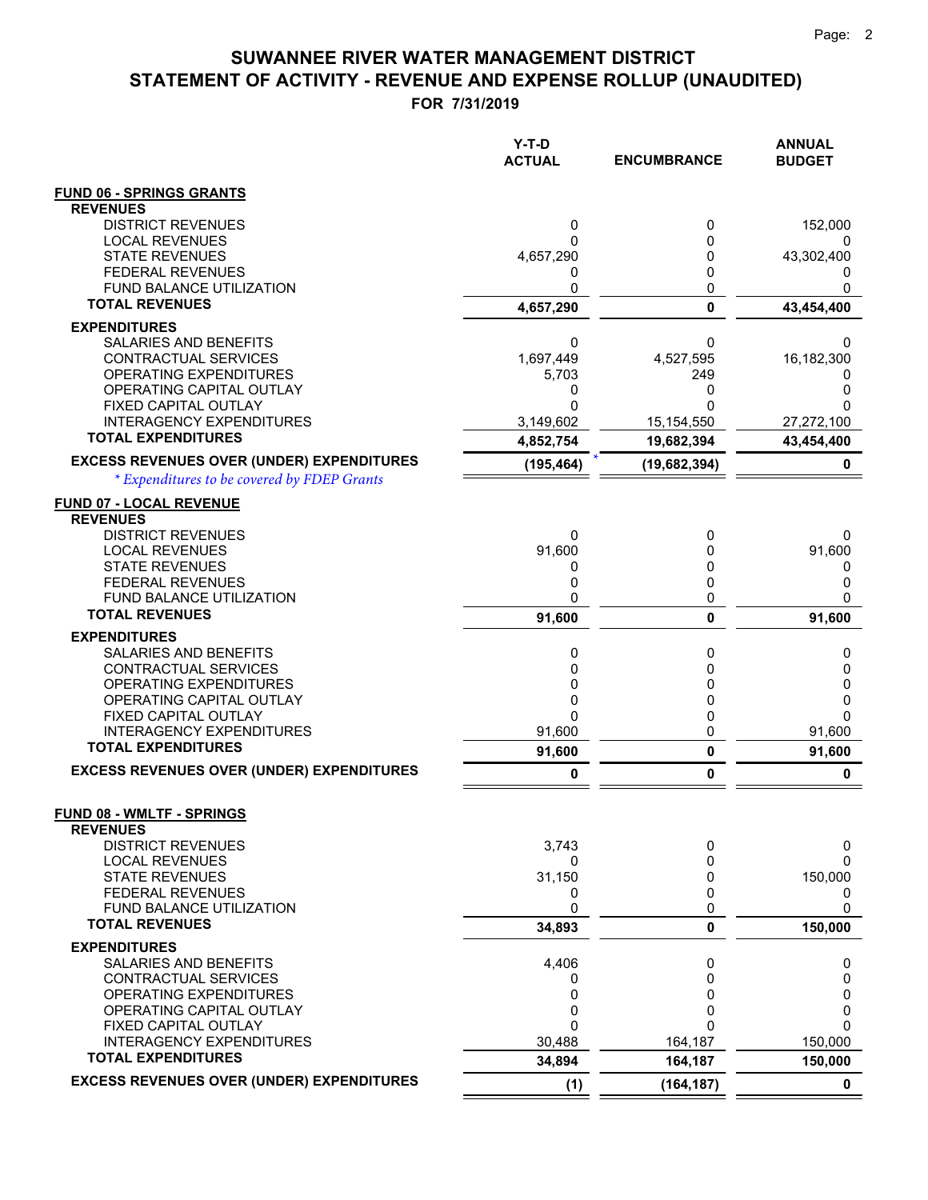# SUWANNEE RIVER WATER MANAGEMENT DISTRICT
## STATEMENT OF ACTIVITY - REVENUE AND EXPENSE ROLLUP (UNAUDITED)
### FOR 7/31/2019

| | Y-T-D ACTUAL | ENCUMBRANCE | ANNUAL BUDGET |
|---|---|---|---|
| **FUND 06 - SPRINGS GRANTS** | | | |
| **REVENUES** | | | |
| DISTRICT REVENUES | 0 | 0 | 152,000 |
| LOCAL REVENUES | 0 | 0 | 0 |
| STATE REVENUES | 4,657,290 | 0 | 43,302,400 |
| FEDERAL REVENUES | 0 | 0 | 0 |
| FUND BALANCE UTILIZATION | 0 | 0 | 0 |
| **TOTAL REVENUES** | **4,657,290** | **0** | **43,454,400** |
| **EXPENDITURES** | | | |
| SALARIES AND BENEFITS | 0 | 0 | 0 |
| CONTRACTUAL SERVICES | 1,697,449 | 4,527,595 | 16,182,300 |
| OPERATING EXPENDITURES | 5,703 | 249 | 0 |
| OPERATING CAPITAL OUTLAY | 0 | 0 | 0 |
| FIXED CAPITAL OUTLAY | 0 | 0 | 0 |
| INTERAGENCY EXPENDITURES | 3,149,602 | 15,154,550 | 27,272,100 |
| **TOTAL EXPENDITURES** | **4,852,754** | **19,682,394** | **43,454,400** |
| **EXCESS REVENUES OVER (UNDER) EXPENDITURES** | **(195,464)** * | **(19,682,394)** | **0** |
| *\* Expenditures to be covered by FDEP Grants* | | | |
| **FUND 07 - LOCAL REVENUE** | | | |
| **REVENUES** | | | |
| DISTRICT REVENUES | 0 | 0 | 0 |
| LOCAL REVENUES | 91,600 | 0 | 91,600 |
| STATE REVENUES | 0 | 0 | 0 |
| FEDERAL REVENUES | 0 | 0 | 0 |
| FUND BALANCE UTILIZATION | 0 | 0 | 0 |
| **TOTAL REVENUES** | **91,600** | **0** | **91,600** |
| **EXPENDITURES** | | | |
| SALARIES AND BENEFITS | 0 | 0 | 0 |
| CONTRACTUAL SERVICES | 0 | 0 | 0 |
| OPERATING EXPENDITURES | 0 | 0 | 0 |
| OPERATING CAPITAL OUTLAY | 0 | 0 | 0 |
| FIXED CAPITAL OUTLAY | 0 | 0 | 0 |
| INTERAGENCY EXPENDITURES | 91,600 | 0 | 91,600 |
| **TOTAL EXPENDITURES** | **91,600** | **0** | **91,600** |
| **EXCESS REVENUES OVER (UNDER) EXPENDITURES** | **0** | **0** | **0** |
| **FUND 08 - WMLTF - SPRINGS** | | | |
| **REVENUES** | | | |
| DISTRICT REVENUES | 3,743 | 0 | 0 |
| LOCAL REVENUES | 0 | 0 | 0 |
| STATE REVENUES | 31,150 | 0 | 150,000 |
| FEDERAL REVENUES | 0 | 0 | 0 |
| FUND BALANCE UTILIZATION | 0 | 0 | 0 |
| **TOTAL REVENUES** | **34,893** | **0** | **150,000** |
| **EXPENDITURES** | | | |
| SALARIES AND BENEFITS | 4,406 | 0 | 0 |
| CONTRACTUAL SERVICES | 0 | 0 | 0 |
| OPERATING EXPENDITURES | 0 | 0 | 0 |
| OPERATING CAPITAL OUTLAY | 0 | 0 | 0 |
| FIXED CAPITAL OUTLAY | 0 | 0 | 0 |
| INTERAGENCY EXPENDITURES | 30,488 | 164,187 | 150,000 |
| **TOTAL EXPENDITURES** | **34,894** | **164,187** | **150,000** |
| **EXCESS REVENUES OVER (UNDER) EXPENDITURES** | **(1)** | **(164,187)** | **0** |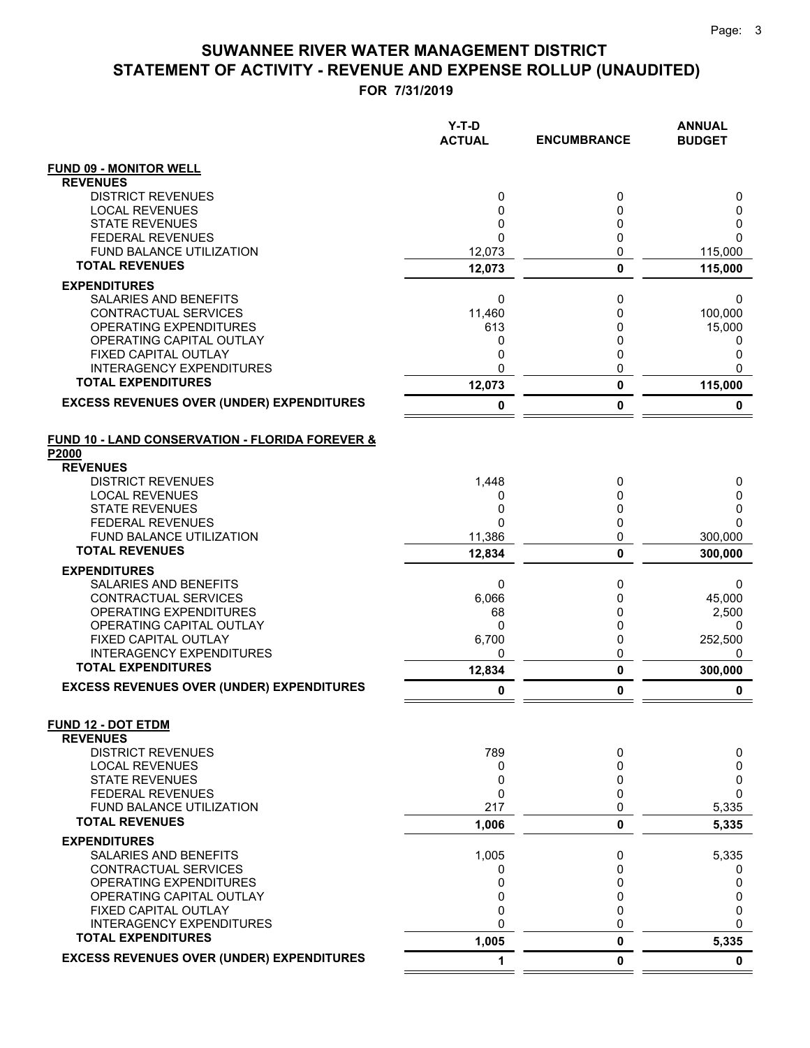# SUWANNEE RIVER WATER MANAGEMENT DISTRICT
# STATEMENT OF ACTIVITY - REVENUE AND EXPENSE ROLLUP (UNAUDITED)
## FOR 7/31/2019

| | Y-T-D ACTUAL | ENCUMBRANCE | ANNUAL BUDGET |
|---|---|---|---|
| **FUND 09 - MONITOR WELL** | | | |
| **REVENUES** | | | |
| DISTRICT REVENUES | 0 | 0 | 0 |
| LOCAL REVENUES | 0 | 0 | 0 |
| STATE REVENUES | 0 | 0 | 0 |
| FEDERAL REVENUES | 0 | 0 | 0 |
| FUND BALANCE UTILIZATION | 12,073 | 0 | 115,000 |
| **TOTAL REVENUES** | **12,073** | **0** | **115,000** |
| **EXPENDITURES** | | | |
| SALARIES AND BENEFITS | 0 | 0 | 0 |
| CONTRACTUAL SERVICES | 11,460 | 0 | 100,000 |
| OPERATING EXPENDITURES | 613 | 0 | 15,000 |
| OPERATING CAPITAL OUTLAY | 0 | 0 | 0 |
| FIXED CAPITAL OUTLAY | 0 | 0 | 0 |
| INTERAGENCY EXPENDITURES | 0 | 0 | 0 |
| **TOTAL EXPENDITURES** | **12,073** | **0** | **115,000** |
| **EXCESS REVENUES OVER (UNDER) EXPENDITURES** | **0** | **0** | **0** |
| **FUND 10 - LAND CONSERVATION - FLORIDA FOREVER & P2000** | | | |
| **REVENUES** | | | |
| DISTRICT REVENUES | 1,448 | 0 | 0 |
| LOCAL REVENUES | 0 | 0 | 0 |
| STATE REVENUES | 0 | 0 | 0 |
| FEDERAL REVENUES | 0 | 0 | 0 |
| FUND BALANCE UTILIZATION | 11,386 | 0 | 300,000 |
| **TOTAL REVENUES** | **12,834** | **0** | **300,000** |
| **EXPENDITURES** | | | |
| SALARIES AND BENEFITS | 0 | 0 | 0 |
| CONTRACTUAL SERVICES | 6,066 | 0 | 45,000 |
| OPERATING EXPENDITURES | 68 | 0 | 2,500 |
| OPERATING CAPITAL OUTLAY | 0 | 0 | 0 |
| FIXED CAPITAL OUTLAY | 6,700 | 0 | 252,500 |
| INTERAGENCY EXPENDITURES | 0 | 0 | 0 |
| **TOTAL EXPENDITURES** | **12,834** | **0** | **300,000** |
| **EXCESS REVENUES OVER (UNDER) EXPENDITURES** | **0** | **0** | **0** |
| **FUND 12 - DOT ETDM** | | | |
| **REVENUES** | | | |
| DISTRICT REVENUES | 789 | 0 | 0 |
| LOCAL REVENUES | 0 | 0 | 0 |
| STATE REVENUES | 0 | 0 | 0 |
| FEDERAL REVENUES | 0 | 0 | 0 |
| FUND BALANCE UTILIZATION | 217 | 0 | 5,335 |
| **TOTAL REVENUES** | **1,006** | **0** | **5,335** |
| **EXPENDITURES** | | | |
| SALARIES AND BENEFITS | 1,005 | 0 | 5,335 |
| CONTRACTUAL SERVICES | 0 | 0 | 0 |
| OPERATING EXPENDITURES | 0 | 0 | 0 |
| OPERATING CAPITAL OUTLAY | 0 | 0 | 0 |
| FIXED CAPITAL OUTLAY | 0 | 0 | 0 |
| INTERAGENCY EXPENDITURES | 0 | 0 | 0 |
| **TOTAL EXPENDITURES** | **1,005** | **0** | **5,335** |
| **EXCESS REVENUES OVER (UNDER) EXPENDITURES** | **1** | **0** | **0** |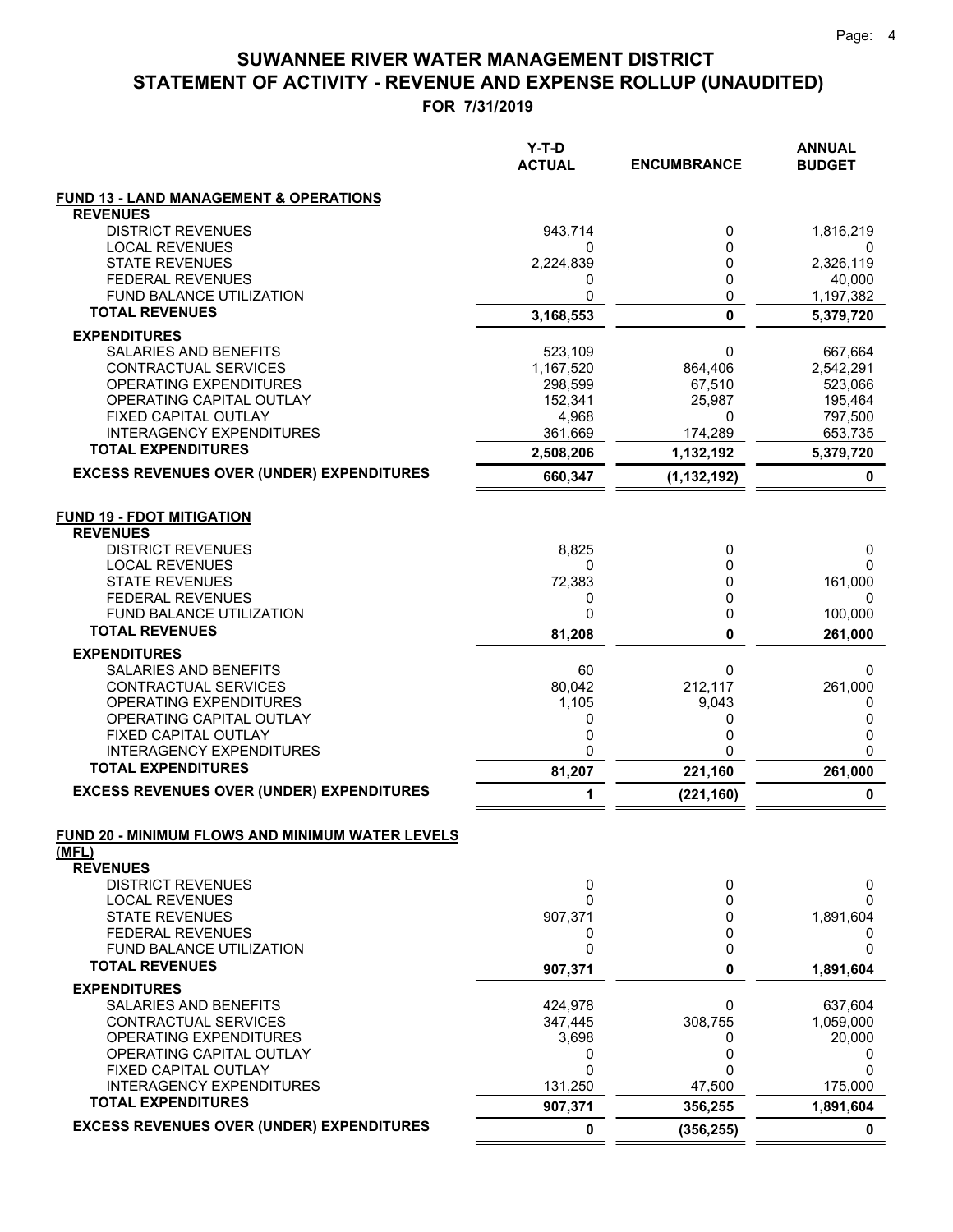# SUWANNEE RIVER WATER MANAGEMENT DISTRICT
## STATEMENT OF ACTIVITY - REVENUE AND EXPENSE ROLLUP (UNAUDITED)
### FOR 7/31/2019

| | Y-T-D ACTUAL | ENCUMBRANCE | ANNUAL BUDGET |
|---|---|---|---|
| **FUND 13 - LAND MANAGEMENT & OPERATIONS** | | | |
| **REVENUES** | | | |
| DISTRICT REVENUES | 943,714 | 0 | 1,816,219 |
| LOCAL REVENUES | 0 | 0 | 0 |
| STATE REVENUES | 2,224,839 | 0 | 2,326,119 |
| FEDERAL REVENUES | 0 | 0 | 40,000 |
| FUND BALANCE UTILIZATION | 0 | 0 | 1,197,382 |
| **TOTAL REVENUES** | **3,168,553** | **0** | **5,379,720** |
| **EXPENDITURES** | | | |
| SALARIES AND BENEFITS | 523,109 | 0 | 667,664 |
| CONTRACTUAL SERVICES | 1,167,520 | 864,406 | 2,542,291 |
| OPERATING EXPENDITURES | 298,599 | 67,510 | 523,066 |
| OPERATING CAPITAL OUTLAY | 152,341 | 25,987 | 195,464 |
| FIXED CAPITAL OUTLAY | 4,968 | 0 | 797,500 |
| INTERAGENCY EXPENDITURES | 361,669 | 174,289 | 653,735 |
| **TOTAL EXPENDITURES** | **2,508,206** | **1,132,192** | **5,379,720** |
| **EXCESS REVENUES OVER (UNDER) EXPENDITURES** | **660,347** | **(1,132,192)** | **0** |
| | | | |
| **FUND 19 - FDOT MITIGATION** | | | |
| **REVENUES** | | | |
| DISTRICT REVENUES | 8,825 | 0 | 0 |
| LOCAL REVENUES | 0 | 0 | 0 |
| STATE REVENUES | 72,383 | 0 | 161,000 |
| FEDERAL REVENUES | 0 | 0 | 0 |
| FUND BALANCE UTILIZATION | 0 | 0 | 100,000 |
| **TOTAL REVENUES** | **81,208** | **0** | **261,000** |
| **EXPENDITURES** | | | |
| SALARIES AND BENEFITS | 60 | 0 | 0 |
| CONTRACTUAL SERVICES | 80,042 | 212,117 | 261,000 |
| OPERATING EXPENDITURES | 1,105 | 9,043 | 0 |
| OPERATING CAPITAL OUTLAY | 0 | 0 | 0 |
| FIXED CAPITAL OUTLAY | 0 | 0 | 0 |
| INTERAGENCY EXPENDITURES | 0 | 0 | 0 |
| **TOTAL EXPENDITURES** | **81,207** | **221,160** | **261,000** |
| **EXCESS REVENUES OVER (UNDER) EXPENDITURES** | **1** | **(221,160)** | **0** |
| | | | |
| **FUND 20 - MINIMUM FLOWS AND MINIMUM WATER LEVELS (MFL)** | | | |
| **REVENUES** | | | |
| DISTRICT REVENUES | 0 | 0 | 0 |
| LOCAL REVENUES | 0 | 0 | 0 |
| STATE REVENUES | 907,371 | 0 | 1,891,604 |
| FEDERAL REVENUES | 0 | 0 | 0 |
| FUND BALANCE UTILIZATION | 0 | 0 | 0 |
| **TOTAL REVENUES** | **907,371** | **0** | **1,891,604** |
| **EXPENDITURES** | | | |
| SALARIES AND BENEFITS | 424,978 | 0 | 637,604 |
| CONTRACTUAL SERVICES | 347,445 | 308,755 | 1,059,000 |
| OPERATING EXPENDITURES | 3,698 | 0 | 20,000 |
| OPERATING CAPITAL OUTLAY | 0 | 0 | 0 |
| FIXED CAPITAL OUTLAY | 0 | 0 | 0 |
| INTERAGENCY EXPENDITURES | 131,250 | 47,500 | 175,000 |
| **TOTAL EXPENDITURES** | **907,371** | **356,255** | **1,891,604** |
| **EXCESS REVENUES OVER (UNDER) EXPENDITURES** | **0** | **(356,255)** | **0** |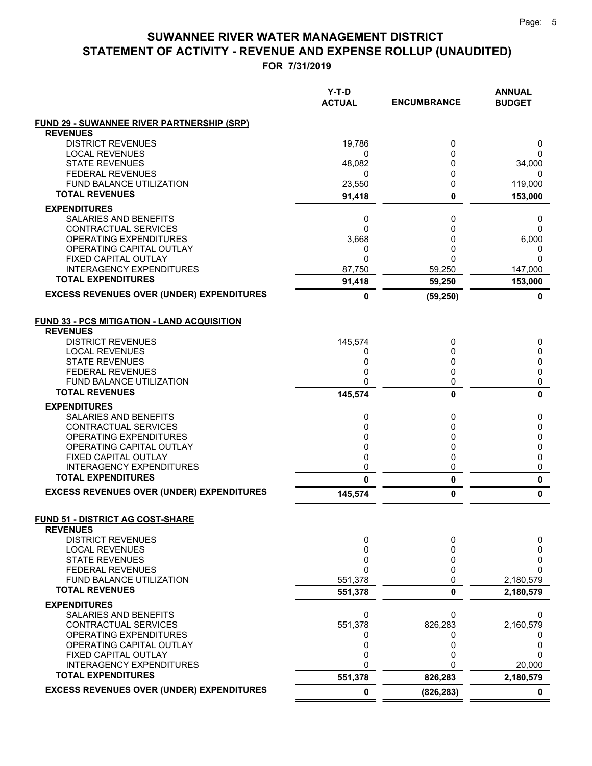# SUWANNEE RIVER WATER MANAGEMENT DISTRICT

## STATEMENT OF ACTIVITY - REVENUE AND EXPENSE ROLLUP (UNAUDITED)

**FOR 7/31/2019**

| | Y-T-D ACTUAL | ENCUMBRANCE | ANNUAL BUDGET |
|---|---|---|---|
| **FUND 29 - SUWANNEE RIVER PARTNERSHIP (SRP)** | | | |
| **REVENUES** | | | |
| DISTRICT REVENUES | 19,786 | 0 | 0 |
| LOCAL REVENUES | 0 | 0 | 0 |
| STATE REVENUES | 48,082 | 0 | 34,000 |
| FEDERAL REVENUES | 0 | 0 | 0 |
| FUND BALANCE UTILIZATION | 23,550 | 0 | 119,000 |
| **TOTAL REVENUES** | **91,418** | **0** | **153,000** |
| **EXPENDITURES** | | | |
| SALARIES AND BENEFITS | 0 | 0 | 0 |
| CONTRACTUAL SERVICES | 0 | 0 | 0 |
| OPERATING EXPENDITURES | 3,668 | 0 | 6,000 |
| OPERATING CAPITAL OUTLAY | 0 | 0 | 0 |
| FIXED CAPITAL OUTLAY | 0 | 0 | 0 |
| INTERAGENCY EXPENDITURES | 87,750 | 59,250 | 147,000 |
| **TOTAL EXPENDITURES** | **91,418** | **59,250** | **153,000** |
| **EXCESS REVENUES OVER (UNDER) EXPENDITURES** | **0** | **(59,250)** | **0** |
| | | | |
| **FUND 33 - PCS MITIGATION - LAND ACQUISITION** | | | |
| **REVENUES** | | | |
| DISTRICT REVENUES | 145,574 | 0 | 0 |
| LOCAL REVENUES | 0 | 0 | 0 |
| STATE REVENUES | 0 | 0 | 0 |
| FEDERAL REVENUES | 0 | 0 | 0 |
| FUND BALANCE UTILIZATION | 0 | 0 | 0 |
| **TOTAL REVENUES** | **145,574** | **0** | **0** |
| **EXPENDITURES** | | | |
| SALARIES AND BENEFITS | 0 | 0 | 0 |
| CONTRACTUAL SERVICES | 0 | 0 | 0 |
| OPERATING EXPENDITURES | 0 | 0 | 0 |
| OPERATING CAPITAL OUTLAY | 0 | 0 | 0 |
| FIXED CAPITAL OUTLAY | 0 | 0 | 0 |
| INTERAGENCY EXPENDITURES | 0 | 0 | 0 |
| **TOTAL EXPENDITURES** | **0** | **0** | **0** |
| **EXCESS REVENUES OVER (UNDER) EXPENDITURES** | **145,574** | **0** | **0** |
| | | | |
| **FUND 51 - DISTRICT AG COST-SHARE** | | | |
| **REVENUES** | | | |
| DISTRICT REVENUES | 0 | 0 | 0 |
| LOCAL REVENUES | 0 | 0 | 0 |
| STATE REVENUES | 0 | 0 | 0 |
| FEDERAL REVENUES | 0 | 0 | 0 |
| FUND BALANCE UTILIZATION | 551,378 | 0 | 2,180,579 |
| **TOTAL REVENUES** | **551,378** | **0** | **2,180,579** |
| **EXPENDITURES** | | | |
| SALARIES AND BENEFITS | 0 | 0 | 0 |
| CONTRACTUAL SERVICES | 551,378 | 826,283 | 2,160,579 |
| OPERATING EXPENDITURES | 0 | 0 | 0 |
| OPERATING CAPITAL OUTLAY | 0 | 0 | 0 |
| FIXED CAPITAL OUTLAY | 0 | 0 | 0 |
| INTERAGENCY EXPENDITURES | 0 | 0 | 20,000 |
| **TOTAL EXPENDITURES** | **551,378** | **826,283** | **2,180,579** |
| **EXCESS REVENUES OVER (UNDER) EXPENDITURES** | **0** | **(826,283)** | **0** |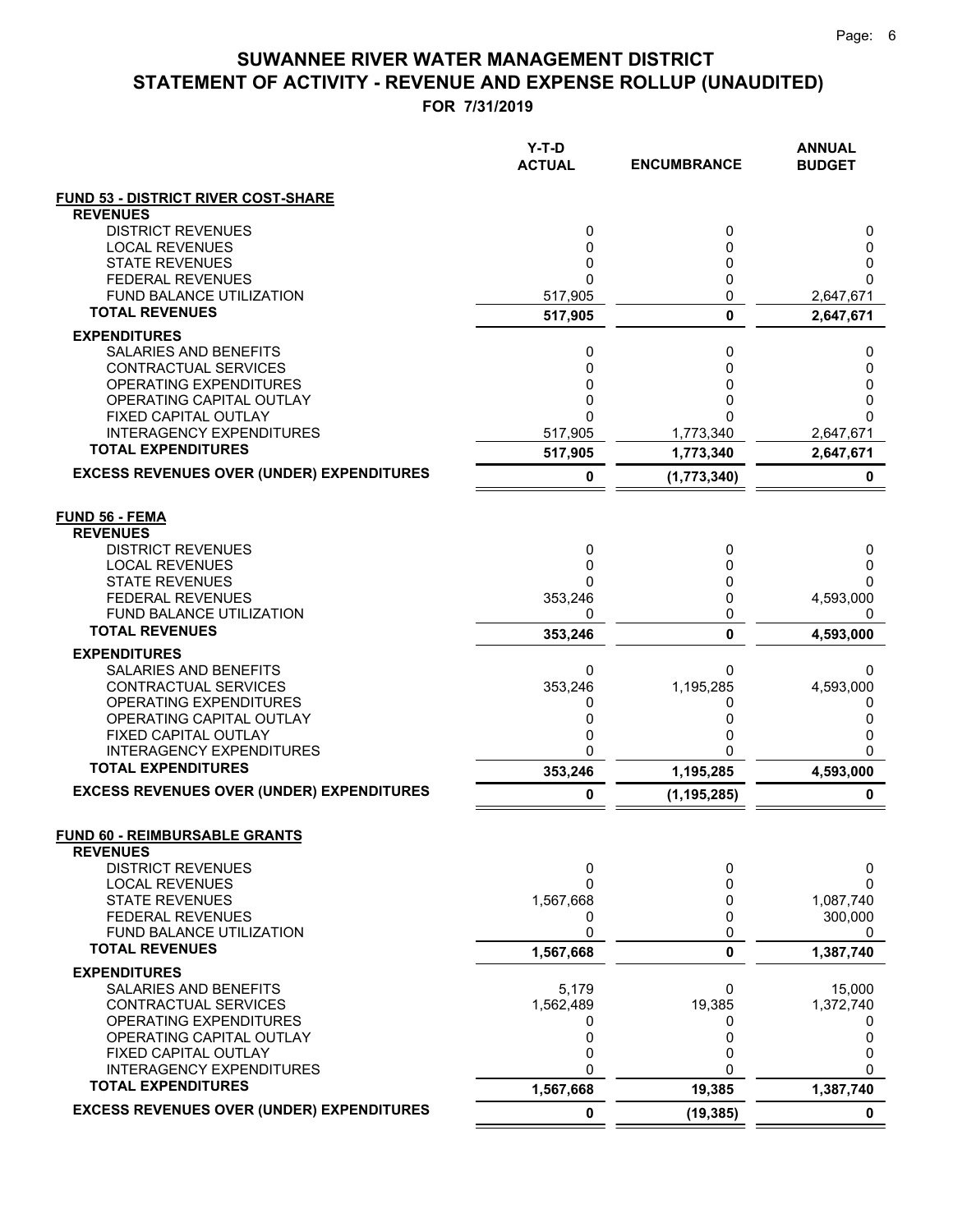# SUWANNEE RIVER WATER MANAGEMENT DISTRICT
# STATEMENT OF ACTIVITY - REVENUE AND EXPENSE ROLLUP (UNAUDITED)
## FOR 7/31/2019

| | Y-T-D ACTUAL | ENCUMBRANCE | ANNUAL BUDGET |
|---|---|---|---|
| **FUND 53 - DISTRICT RIVER COST-SHARE** | | | |
| **REVENUES** | | | |
| DISTRICT REVENUES | 0 | 0 | 0 |
| LOCAL REVENUES | 0 | 0 | 0 |
| STATE REVENUES | 0 | 0 | 0 |
| FEDERAL REVENUES | 0 | 0 | 0 |
| FUND BALANCE UTILIZATION | 517,905 | 0 | 2,647,671 |
| **TOTAL REVENUES** | **517,905** | **0** | **2,647,671** |
| **EXPENDITURES** | | | |
| SALARIES AND BENEFITS | 0 | 0 | 0 |
| CONTRACTUAL SERVICES | 0 | 0 | 0 |
| OPERATING EXPENDITURES | 0 | 0 | 0 |
| OPERATING CAPITAL OUTLAY | 0 | 0 | 0 |
| FIXED CAPITAL OUTLAY | 0 | 0 | 0 |
| INTERAGENCY EXPENDITURES | 517,905 | 1,773,340 | 2,647,671 |
| **TOTAL EXPENDITURES** | **517,905** | **1,773,340** | **2,647,671** |
| **EXCESS REVENUES OVER (UNDER) EXPENDITURES** | **0** | **(1,773,340)** | **0** |
| **FUND 56 - FEMA** | | | |
| **REVENUES** | | | |
| DISTRICT REVENUES | 0 | 0 | 0 |
| LOCAL REVENUES | 0 | 0 | 0 |
| STATE REVENUES | 0 | 0 | 0 |
| FEDERAL REVENUES | 353,246 | 0 | 4,593,000 |
| FUND BALANCE UTILIZATION | 0 | 0 | 0 |
| **TOTAL REVENUES** | **353,246** | **0** | **4,593,000** |
| **EXPENDITURES** | | | |
| SALARIES AND BENEFITS | 0 | 0 | 0 |
| CONTRACTUAL SERVICES | 353,246 | 1,195,285 | 4,593,000 |
| OPERATING EXPENDITURES | 0 | 0 | 0 |
| OPERATING CAPITAL OUTLAY | 0 | 0 | 0 |
| FIXED CAPITAL OUTLAY | 0 | 0 | 0 |
| INTERAGENCY EXPENDITURES | 0 | 0 | 0 |
| **TOTAL EXPENDITURES** | **353,246** | **1,195,285** | **4,593,000** |
| **EXCESS REVENUES OVER (UNDER) EXPENDITURES** | **0** | **(1,195,285)** | **0** |
| **FUND 60 - REIMBURSABLE GRANTS** | | | |
| **REVENUES** | | | |
| DISTRICT REVENUES | 0 | 0 | 0 |
| LOCAL REVENUES | 0 | 0 | 0 |
| STATE REVENUES | 1,567,668 | 0 | 1,087,740 |
| FEDERAL REVENUES | 0 | 0 | 300,000 |
| FUND BALANCE UTILIZATION | 0 | 0 | 0 |
| **TOTAL REVENUES** | **1,567,668** | **0** | **1,387,740** |
| **EXPENDITURES** | | | |
| SALARIES AND BENEFITS | 5,179 | 0 | 15,000 |
| CONTRACTUAL SERVICES | 1,562,489 | 19,385 | 1,372,740 |
| OPERATING EXPENDITURES | 0 | 0 | 0 |
| OPERATING CAPITAL OUTLAY | 0 | 0 | 0 |
| FIXED CAPITAL OUTLAY | 0 | 0 | 0 |
| INTERAGENCY EXPENDITURES | 0 | 0 | 0 |
| **TOTAL EXPENDITURES** | **1,567,668** | **19,385** | **1,387,740** |
| **EXCESS REVENUES OVER (UNDER) EXPENDITURES** | **0** | **(19,385)** | **0** |